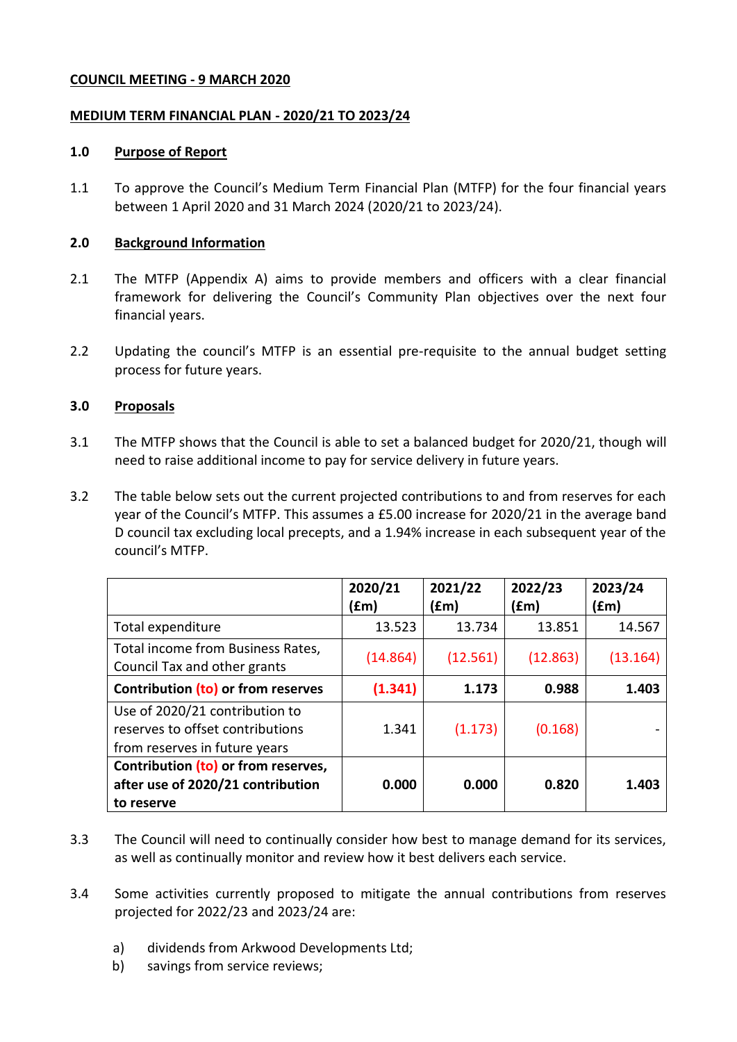**COUNCIL MEETING - 9 MARCH 2020**

**MEDIUM TERM FINANCIAL PLAN - 2020/21 TO 2023/24**

## 1.0 Purpose of Report

1.1 To approve the Council's Medium Term Financial Plan (MTFP) for the four financial years between 1 April 2020 and 31 March 2024 (2020/21 to 2023/24).

## 2.0 Background Information

2.1 The MTFP (Appendix A) aims to provide members and officers with a clear financial framework for delivering the Council's Community Plan objectives over the next four financial years.

2.2 Updating the council's MTFP is an essential pre-requisite to the annual budget setting process for future years.

## 3.0 Proposals

3.1 The MTFP shows that the Council is able to set a balanced budget for 2020/21, though will need to raise additional income to pay for service delivery in future years.

3.2 The table below sets out the current projected contributions to and from reserves for each year of the Council's MTFP. This assumes a £5.00 increase for 2020/21 in the average band D council tax excluding local precepts, and a 1.94% increase in each subsequent year of the council's MTFP.

| | 2020/21 (£m) | 2021/22 (£m) | 2022/23 (£m) | 2023/24 (£m) |
|---|---|---|---|---|
| Total expenditure | 13.523 | 13.734 | 13.851 | 14.567 |
| Total income from Business Rates, Council Tax and other grants | (14.864) | (12.561) | (12.863) | (13.164) |
| **Contribution (to) or from reserves** | **(1.341)** | **1.173** | **0.988** | **1.403** |
| Use of 2020/21 contribution to reserves to offset contributions from reserves in future years | 1.341 | (1.173) | (0.168) | - |
| **Contribution (to) or from reserves, after use of 2020/21 contribution to reserve** | **0.000** | **0.000** | **0.820** | **1.403** |

3.3 The Council will need to continually consider how best to manage demand for its services, as well as continually monitor and review how it best delivers each service.

3.4 Some activities currently proposed to mitigate the annual contributions from reserves projected for 2022/23 and 2023/24 are:

a) dividends from Arkwood Developments Ltd;
b) savings from service reviews;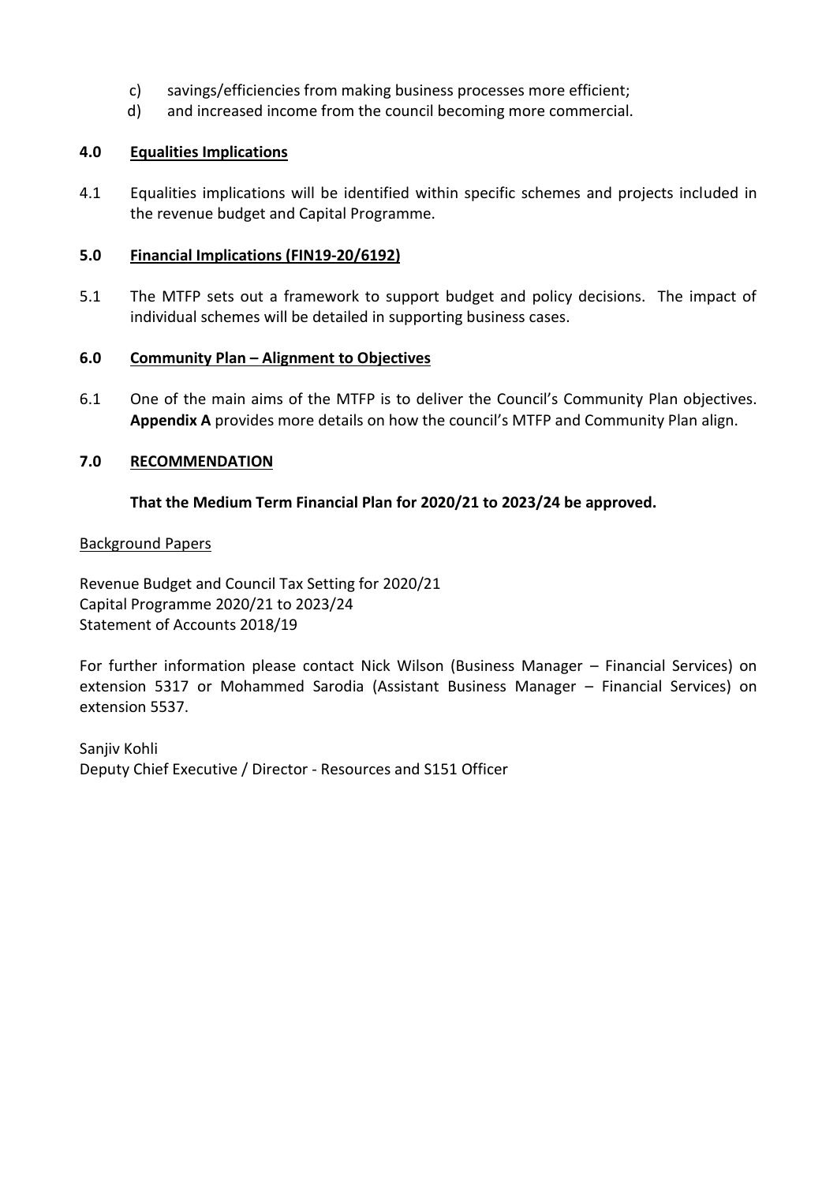c) savings/efficiencies from making business processes more efficient;
d) and increased income from the council becoming more commercial.

## 4.0 Equalities Implications

4.1 Equalities implications will be identified within specific schemes and projects included in the revenue budget and Capital Programme.

## 5.0 Financial Implications (FIN19-20/6192)

5.1 The MTFP sets out a framework to support budget and policy decisions. The impact of individual schemes will be detailed in supporting business cases.

## 6.0 Community Plan – Alignment to Objectives

6.1 One of the main aims of the MTFP is to deliver the Council's Community Plan objectives. **Appendix A** provides more details on how the council's MTFP and Community Plan align.

## 7.0 RECOMMENDATION

**That the Medium Term Financial Plan for 2020/21 to 2023/24 be approved.**

Background Papers

Revenue Budget and Council Tax Setting for 2020/21
Capital Programme 2020/21 to 2023/24
Statement of Accounts 2018/19

For further information please contact Nick Wilson (Business Manager – Financial Services) on extension 5317 or Mohammed Sarodia (Assistant Business Manager – Financial Services) on extension 5537.

Sanjiv Kohli
Deputy Chief Executive / Director - Resources and S151 Officer